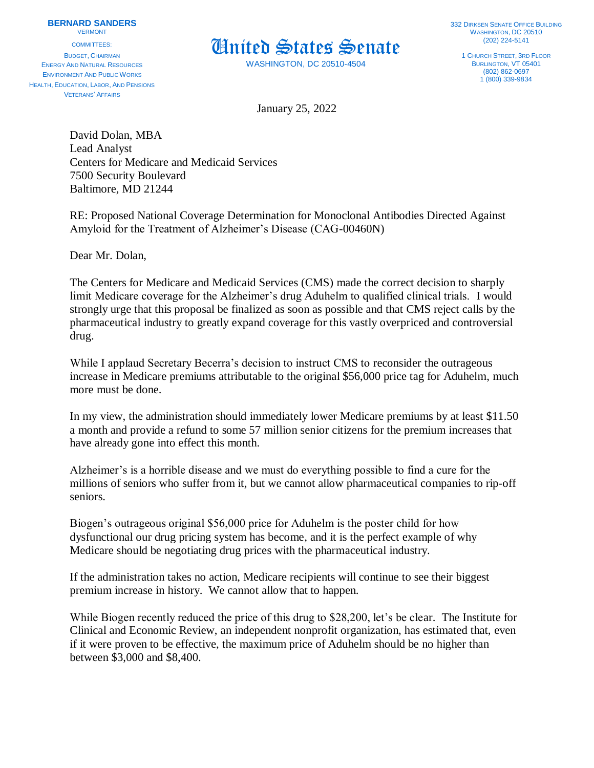**BERNARD SANDERS**
VERMONT

COMMITTEES:
BUDGET, CHAIRMAN
ENERGY AND NATURAL RESOURCES
ENVIRONMENT AND PUBLIC WORKS
HEALTH, EDUCATION, LABOR, AND PENSIONS
VETERANS' AFFAIRS

# United States Senate

WASHINGTON, DC 20510-4504

332 DIRKSEN SENATE OFFICE BUILDING
WASHINGTON, DC 20510
(202) 224-5141

1 CHURCH STREET, 3RD FLOOR
BURLINGTON, VT 05401
(802) 862-0697
1 (800) 339-9834

January 25, 2022

David Dolan, MBA
Lead Analyst
Centers for Medicare and Medicaid Services
7500 Security Boulevard
Baltimore, MD 21244

RE: Proposed National Coverage Determination for Monoclonal Antibodies Directed Against Amyloid for the Treatment of Alzheimer's Disease (CAG-00460N)

Dear Mr. Dolan,

The Centers for Medicare and Medicaid Services (CMS) made the correct decision to sharply limit Medicare coverage for the Alzheimer's drug Aduhelm to qualified clinical trials. I would strongly urge that this proposal be finalized as soon as possible and that CMS reject calls by the pharmaceutical industry to greatly expand coverage for this vastly overpriced and controversial drug.

While I applaud Secretary Becerra's decision to instruct CMS to reconsider the outrageous increase in Medicare premiums attributable to the original $56,000 price tag for Aduhelm, much more must be done.

In my view, the administration should immediately lower Medicare premiums by at least $11.50 a month and provide a refund to some 57 million senior citizens for the premium increases that have already gone into effect this month.

Alzheimer's is a horrible disease and we must do everything possible to find a cure for the millions of seniors who suffer from it, but we cannot allow pharmaceutical companies to rip-off seniors.

Biogen's outrageous original $56,000 price for Aduhelm is the poster child for how dysfunctional our drug pricing system has become, and it is the perfect example of why Medicare should be negotiating drug prices with the pharmaceutical industry.

If the administration takes no action, Medicare recipients will continue to see their biggest premium increase in history. We cannot allow that to happen.

While Biogen recently reduced the price of this drug to $28,200, let's be clear. The Institute for Clinical and Economic Review, an independent nonprofit organization, has estimated that, even if it were proven to be effective, the maximum price of Aduhelm should be no higher than between $3,000 and $8,400.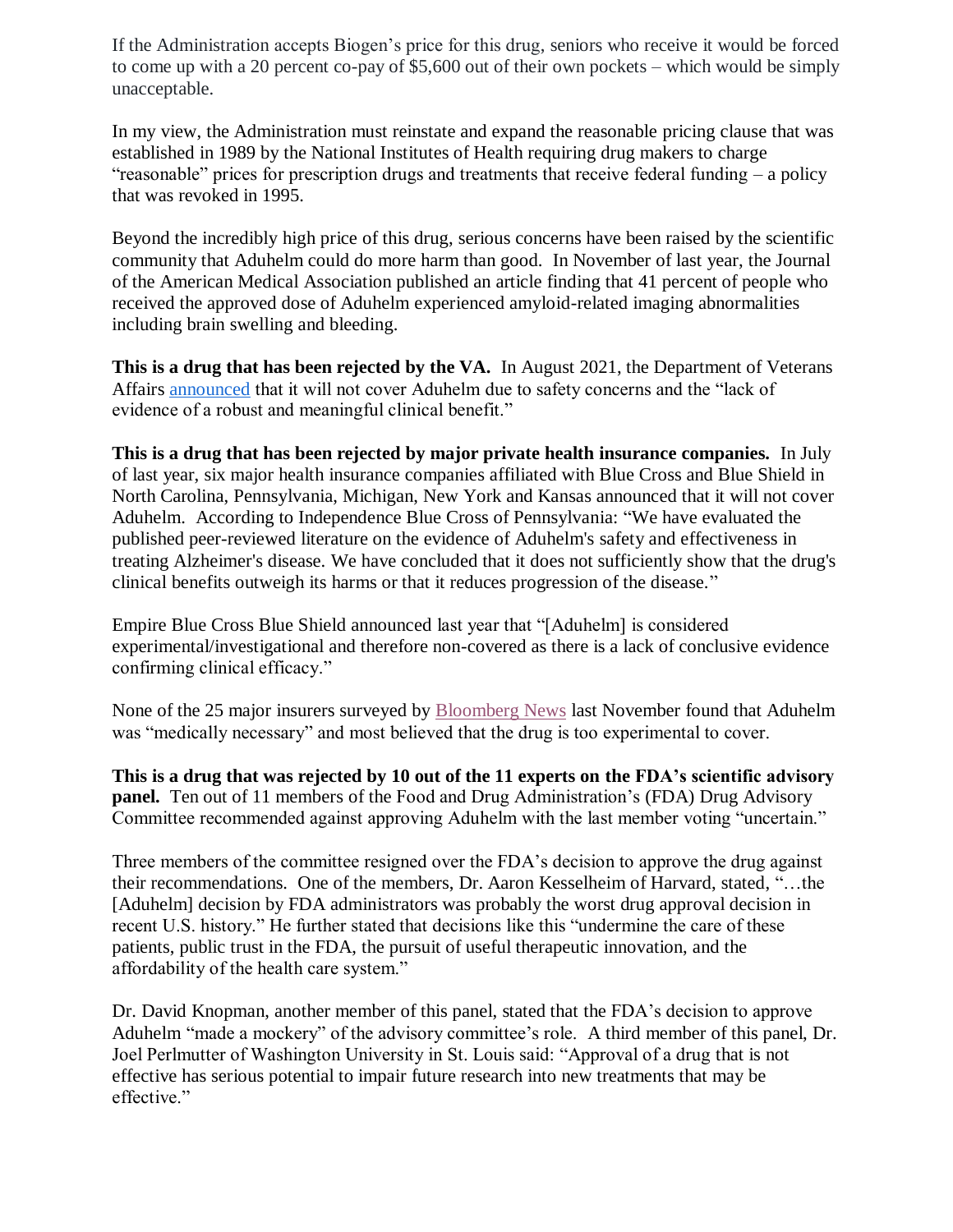If the Administration accepts Biogen's price for this drug, seniors who receive it would be forced to come up with a 20 percent co-pay of $5,600 out of their own pockets – which would be simply unacceptable.

In my view, the Administration must reinstate and expand the reasonable pricing clause that was established in 1989 by the National Institutes of Health requiring drug makers to charge "reasonable" prices for prescription drugs and treatments that receive federal funding – a policy that was revoked in 1995.

Beyond the incredibly high price of this drug, serious concerns have been raised by the scientific community that Aduhelm could do more harm than good. In November of last year, the Journal of the American Medical Association published an article finding that 41 percent of people who received the approved dose of Aduhelm experienced amyloid-related imaging abnormalities including brain swelling and bleeding.

**This is a drug that has been rejected by the VA.** In August 2021, the Department of Veterans Affairs announced that it will not cover Aduhelm due to safety concerns and the "lack of evidence of a robust and meaningful clinical benefit."

**This is a drug that has been rejected by major private health insurance companies.** In July of last year, six major health insurance companies affiliated with Blue Cross and Blue Shield in North Carolina, Pennsylvania, Michigan, New York and Kansas announced that it will not cover Aduhelm. According to Independence Blue Cross of Pennsylvania: "We have evaluated the published peer-reviewed literature on the evidence of Aduhelm's safety and effectiveness in treating Alzheimer's disease. We have concluded that it does not sufficiently show that the drug's clinical benefits outweigh its harms or that it reduces progression of the disease."

Empire Blue Cross Blue Shield announced last year that "[Aduhelm] is considered experimental/investigational and therefore non-covered as there is a lack of conclusive evidence confirming clinical efficacy."

None of the 25 major insurers surveyed by Bloomberg News last November found that Aduhelm was "medically necessary" and most believed that the drug is too experimental to cover.

**This is a drug that was rejected by 10 out of the 11 experts on the FDA's scientific advisory panel.** Ten out of 11 members of the Food and Drug Administration's (FDA) Drug Advisory Committee recommended against approving Aduhelm with the last member voting "uncertain."

Three members of the committee resigned over the FDA's decision to approve the drug against their recommendations. One of the members, Dr. Aaron Kesselheim of Harvard, stated, "…the [Aduhelm] decision by FDA administrators was probably the worst drug approval decision in recent U.S. history." He further stated that decisions like this "undermine the care of these patients, public trust in the FDA, the pursuit of useful therapeutic innovation, and the affordability of the health care system."

Dr. David Knopman, another member of this panel, stated that the FDA's decision to approve Aduhelm "made a mockery" of the advisory committee's role. A third member of this panel, Dr. Joel Perlmutter of Washington University in St. Louis said: "Approval of a drug that is not effective has serious potential to impair future research into new treatments that may be effective."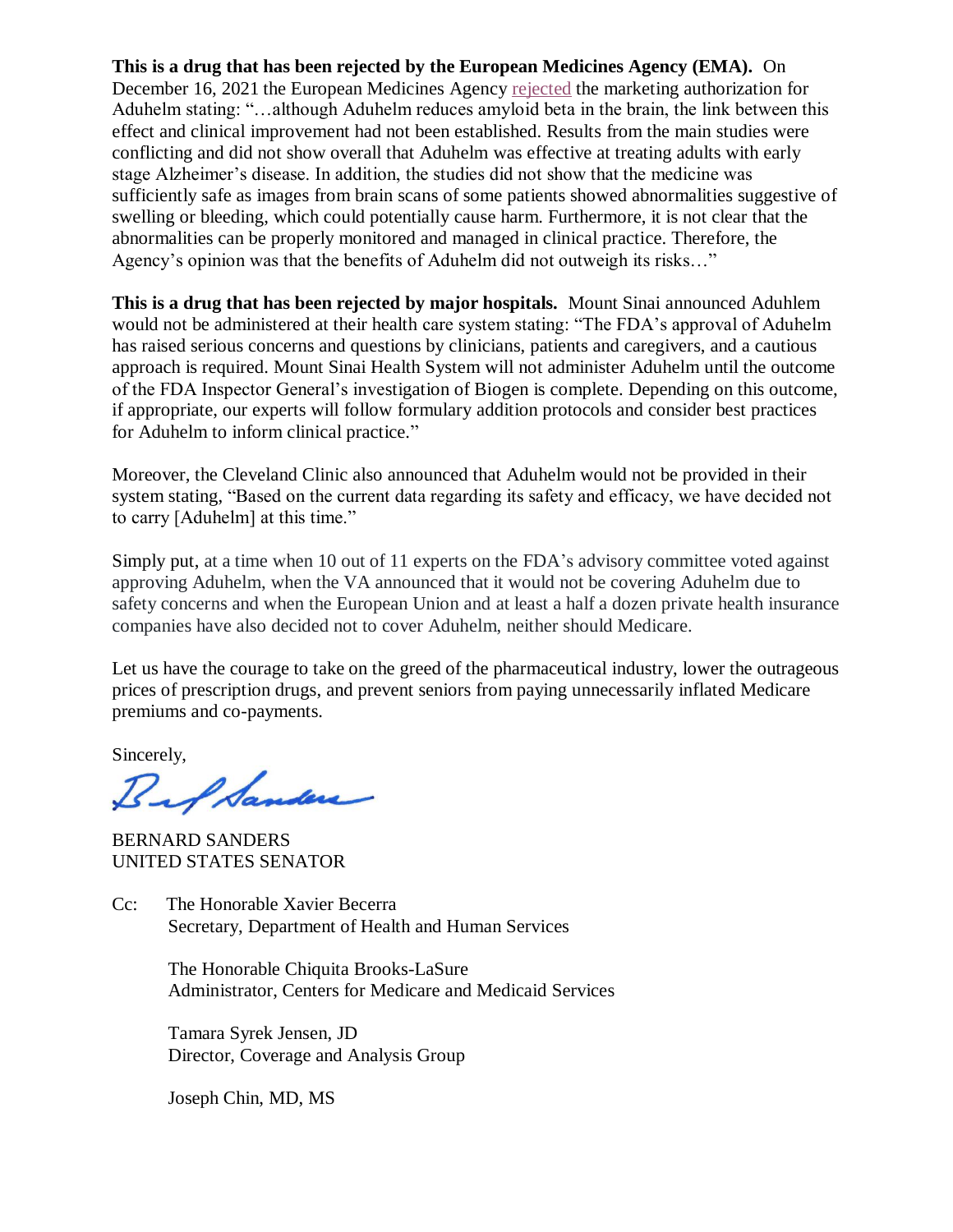**This is a drug that has been rejected by the European Medicines Agency (EMA).** On December 16, 2021 the European Medicines Agency rejected the marketing authorization for Aduhelm stating: "…although Aduhelm reduces amyloid beta in the brain, the link between this effect and clinical improvement had not been established. Results from the main studies were conflicting and did not show overall that Aduhelm was effective at treating adults with early stage Alzheimer's disease. In addition, the studies did not show that the medicine was sufficiently safe as images from brain scans of some patients showed abnormalities suggestive of swelling or bleeding, which could potentially cause harm. Furthermore, it is not clear that the abnormalities can be properly monitored and managed in clinical practice. Therefore, the Agency's opinion was that the benefits of Aduhelm did not outweigh its risks…"

**This is a drug that has been rejected by major hospitals.** Mount Sinai announced Aduhlem would not be administered at their health care system stating: "The FDA's approval of Aduhelm has raised serious concerns and questions by clinicians, patients and caregivers, and a cautious approach is required. Mount Sinai Health System will not administer Aduhelm until the outcome of the FDA Inspector General's investigation of Biogen is complete. Depending on this outcome, if appropriate, our experts will follow formulary addition protocols and consider best practices for Aduhelm to inform clinical practice."

Moreover, the Cleveland Clinic also announced that Aduhelm would not be provided in their system stating, "Based on the current data regarding its safety and efficacy, we have decided not to carry [Aduhelm] at this time."

Simply put, at a time when 10 out of 11 experts on the FDA's advisory committee voted against approving Aduhelm, when the VA announced that it would not be covering Aduhelm due to safety concerns and when the European Union and at least a half a dozen private health insurance companies have also decided not to cover Aduhelm, neither should Medicare.

Let us have the courage to take on the greed of the pharmaceutical industry, lower the outrageous prices of prescription drugs, and prevent seniors from paying unnecessarily inflated Medicare premiums and co-payments.

Sincerely,

BERNARD SANDERS
UNITED STATES SENATOR

Cc: The Honorable Xavier Becerra
Secretary, Department of Health and Human Services

The Honorable Chiquita Brooks-LaSure
Administrator, Centers for Medicare and Medicaid Services

Tamara Syrek Jensen, JD
Director, Coverage and Analysis Group

Joseph Chin, MD, MS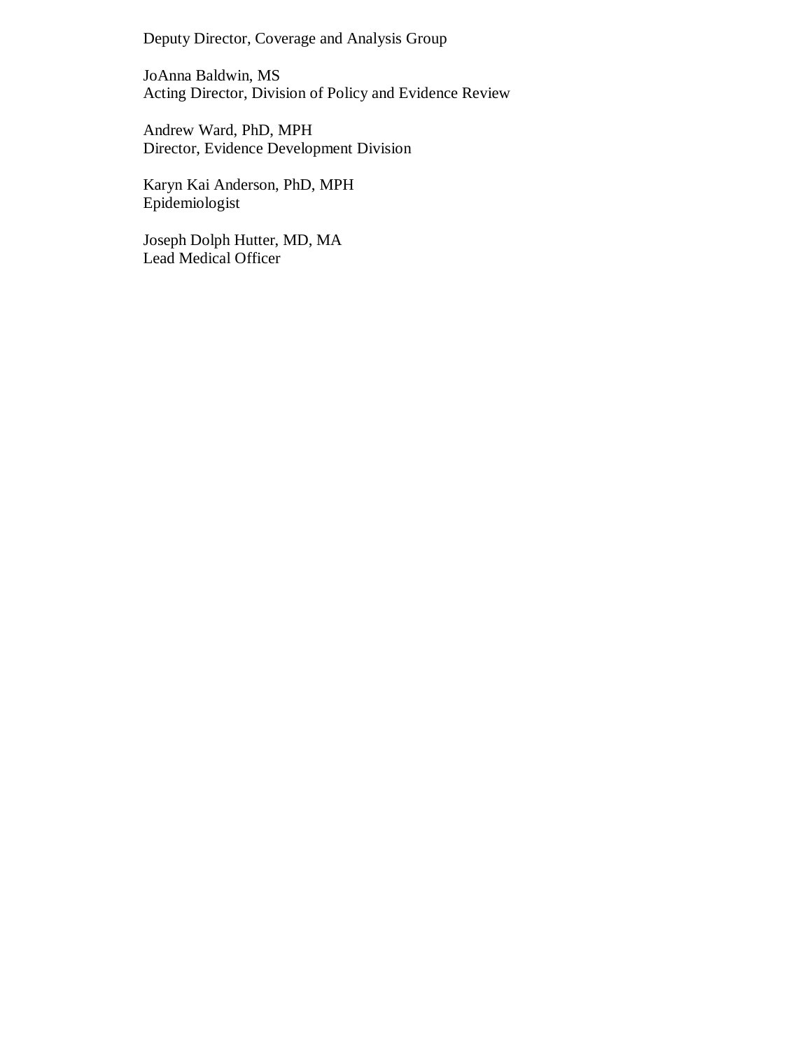Deputy Director, Coverage and Analysis Group

JoAnna Baldwin, MS  
Acting Director, Division of Policy and Evidence Review

Andrew Ward, PhD, MPH  
Director, Evidence Development Division

Karyn Kai Anderson, PhD, MPH  
Epidemiologist

Joseph Dolph Hutter, MD, MA  
Lead Medical Officer